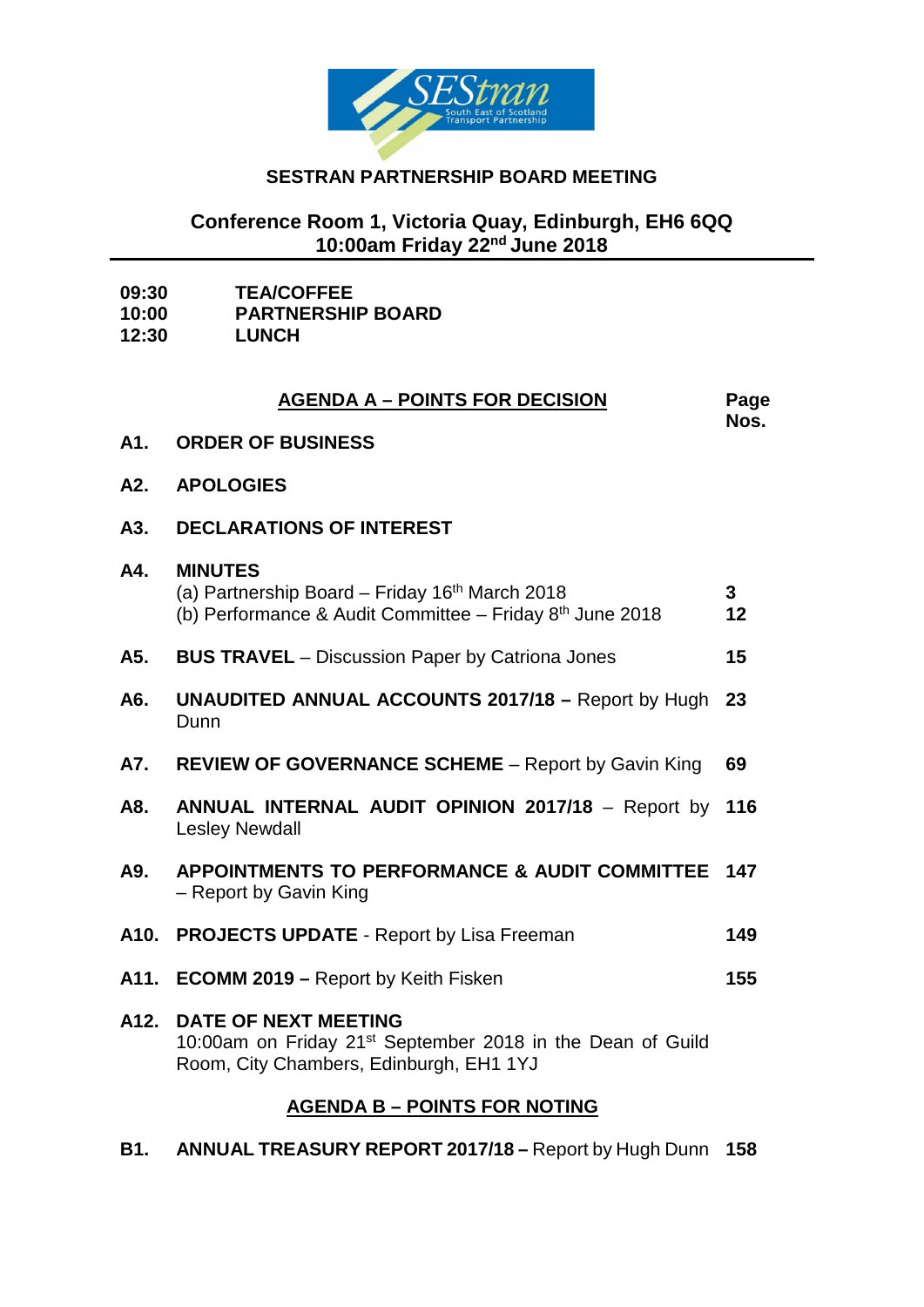# SESTRAN PARTNERSHIP BOARD MEETING

**Conference Room 1, Victoria Quay, Edinburgh, EH6 6QQ**
**10:00am Friday 22nd June 2018**

| | |
|---|---|
| **09:30** | **TEA/COFFEE** |
| **10:00** | **PARTNERSHIP BOARD** |
| **12:30** | **LUNCH** |

## AGENDA A – POINTS FOR DECISION

| | | Page Nos. |
|---|---|---|
| **A1.** | **ORDER OF BUSINESS** | |
| **A2.** | **APOLOGIES** | |
| **A3.** | **DECLARATIONS OF INTEREST** | |
| **A4.** | **MINUTES** | |
| | (a) Partnership Board – Friday 16th March 2018 | **3** |
| | (b) Performance & Audit Committee – Friday 8th June 2018 | **12** |
| **A5.** | **BUS TRAVEL** – Discussion Paper by Catriona Jones | **15** |
| **A6.** | **UNAUDITED ANNUAL ACCOUNTS 2017/18 –** Report by Hugh Dunn | **23** |
| **A7.** | **REVIEW OF GOVERNANCE SCHEME** – Report by Gavin King | **69** |
| **A8.** | **ANNUAL INTERNAL AUDIT OPINION 2017/18** – Report by Lesley Newdall | **116** |
| **A9.** | **APPOINTMENTS TO PERFORMANCE & AUDIT COMMITTEE** – Report by Gavin King | **147** |
| **A10.** | **PROJECTS UPDATE** - Report by Lisa Freeman | **149** |
| **A11.** | **ECOMM 2019 –** Report by Keith Fisken | **155** |
| **A12.** | **DATE OF NEXT MEETING** | |
| | 10:00am on Friday 21st September 2018 in the Dean of Guild Room, City Chambers, Edinburgh, EH1 1YJ | |

## AGENDA B – POINTS FOR NOTING

| | | |
|---|---|---|
| **B1.** | **ANNUAL TREASURY REPORT 2017/18 –** Report by Hugh Dunn | **158** |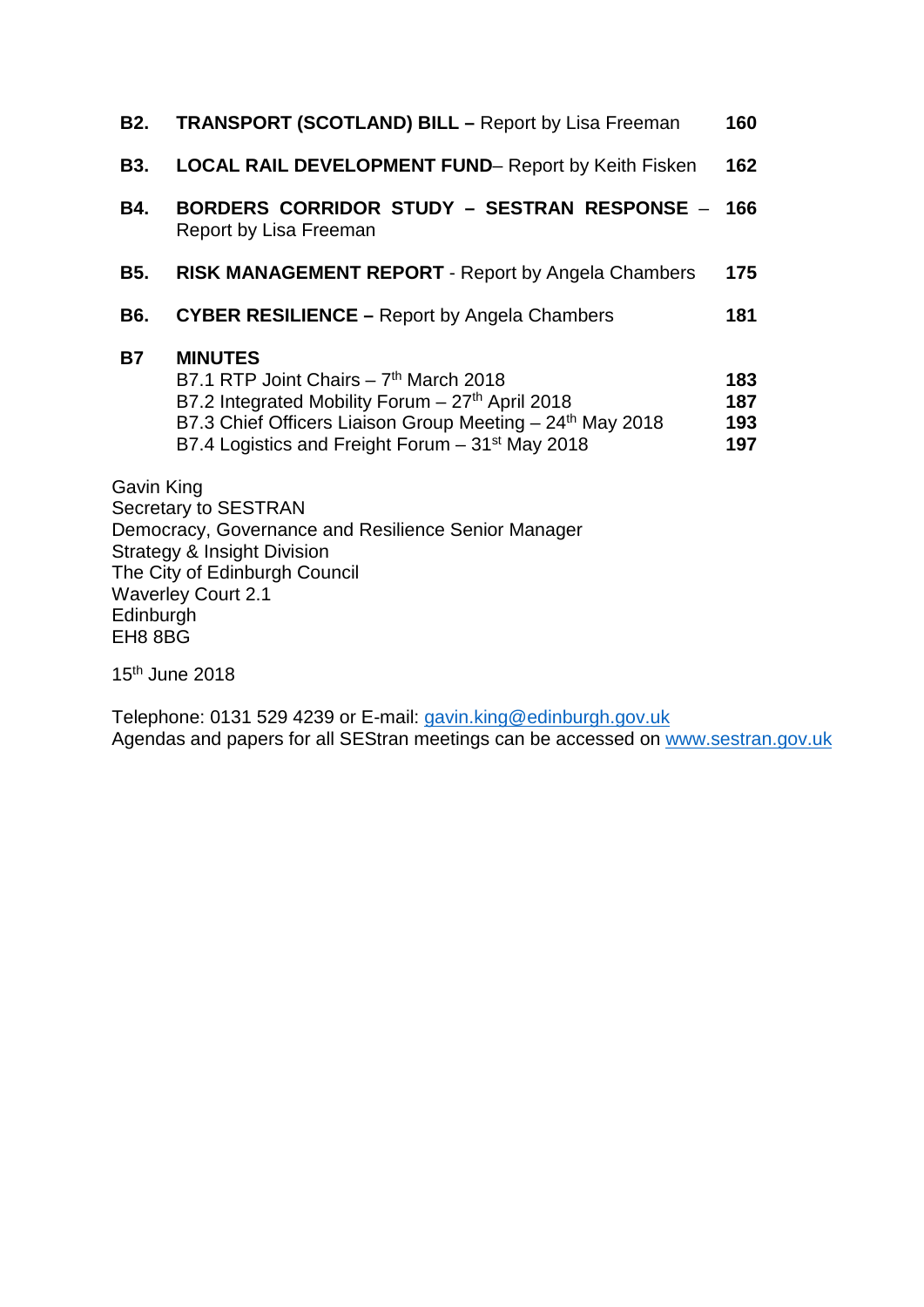| | | |
|---|---|---|
| **B2.** | **TRANSPORT (SCOTLAND) BILL –** Report by Lisa Freeman | **160** |
| **B3.** | **LOCAL RAIL DEVELOPMENT FUND**– Report by Keith Fisken | **162** |
| **B4.** | **BORDERS CORRIDOR STUDY – SESTRAN RESPONSE** – Report by Lisa Freeman | **166** |
| **B5.** | **RISK MANAGEMENT REPORT** - Report by Angela Chambers | **175** |
| **B6.** | **CYBER RESILIENCE –** Report by Angela Chambers | **181** |
| **B7** | **MINUTES** | |
| | B7.1 RTP Joint Chairs – 7th March 2018 | **183** |
| | B7.2 Integrated Mobility Forum – 27th April 2018 | **187** |
| | B7.3 Chief Officers Liaison Group Meeting – 24th May 2018 | **193** |
| | B7.4 Logistics and Freight Forum – 31st May 2018 | **197** |

Gavin King
Secretary to SESTRAN
Democracy, Governance and Resilience Senior Manager
Strategy & Insight Division
The City of Edinburgh Council
Waverley Court 2.1
Edinburgh
EH8 8BG

15th June 2018

Telephone: 0131 529 4239 or E-mail: gavin.king@edinburgh.gov.uk
Agendas and papers for all SEStran meetings can be accessed on www.sestran.gov.uk